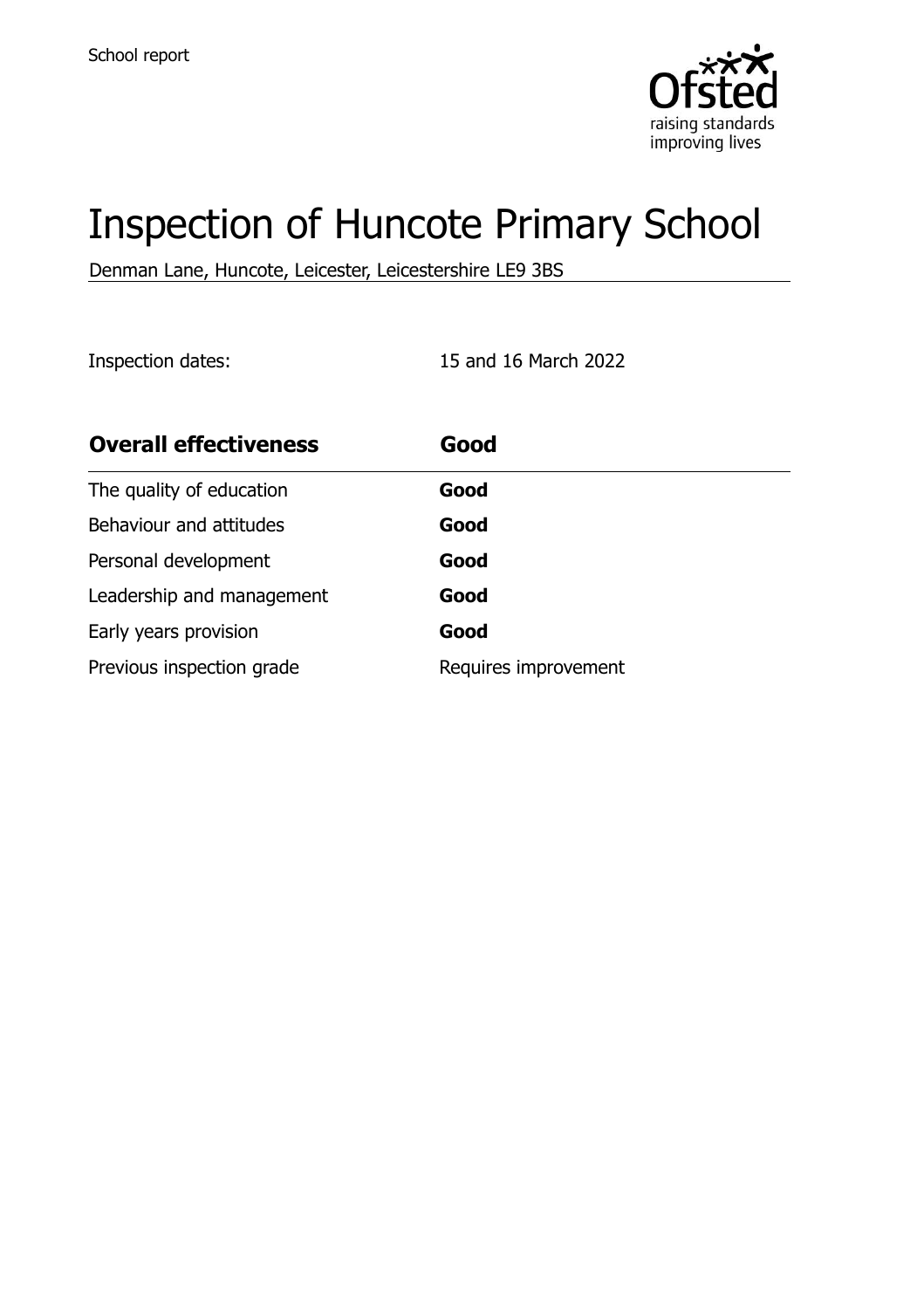School report

# Inspection of Huncote Primary School

Denman Lane, Huncote, Leicester, Leicestershire LE9 3BS

Inspection dates: 15 and 16 March 2022

| Overall effectiveness | Good |
|---|---|
| The quality of education | **Good** |
| Behaviour and attitudes | **Good** |
| Personal development | **Good** |
| Leadership and management | **Good** |
| Early years provision | **Good** |
| Previous inspection grade | Requires improvement |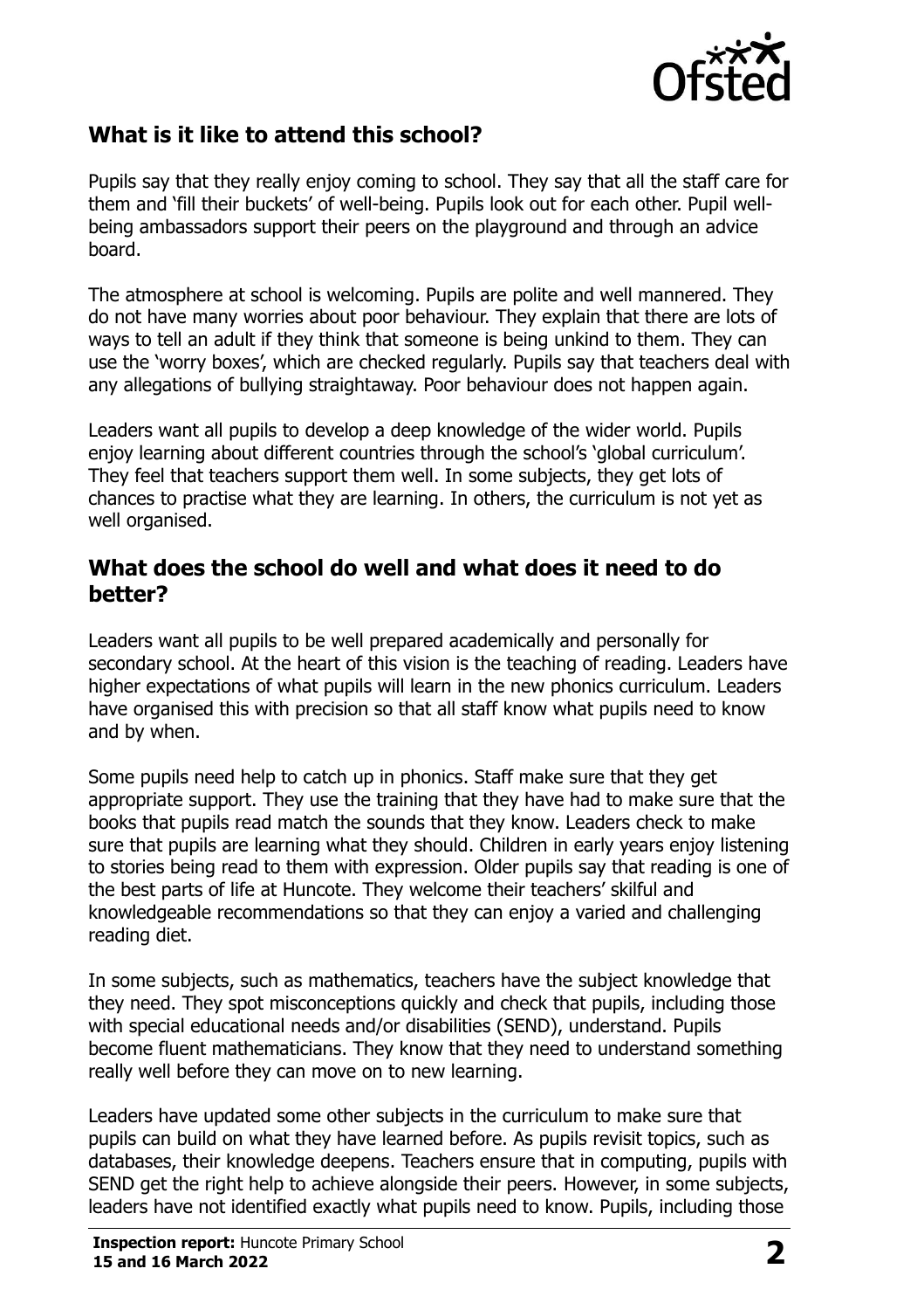## What is it like to attend this school?

Pupils say that they really enjoy coming to school. They say that all the staff care for them and 'fill their buckets' of well-being. Pupils look out for each other. Pupil well-being ambassadors support their peers on the playground and through an advice board.

The atmosphere at school is welcoming. Pupils are polite and well mannered. They do not have many worries about poor behaviour. They explain that there are lots of ways to tell an adult if they think that someone is being unkind to them. They can use the 'worry boxes', which are checked regularly. Pupils say that teachers deal with any allegations of bullying straightaway. Poor behaviour does not happen again.

Leaders want all pupils to develop a deep knowledge of the wider world. Pupils enjoy learning about different countries through the school's 'global curriculum'. They feel that teachers support them well. In some subjects, they get lots of chances to practise what they are learning. In others, the curriculum is not yet as well organised.

## What does the school do well and what does it need to do better?

Leaders want all pupils to be well prepared academically and personally for secondary school. At the heart of this vision is the teaching of reading. Leaders have higher expectations of what pupils will learn in the new phonics curriculum. Leaders have organised this with precision so that all staff know what pupils need to know and by when.

Some pupils need help to catch up in phonics. Staff make sure that they get appropriate support. They use the training that they have had to make sure that the books that pupils read match the sounds that they know. Leaders check to make sure that pupils are learning what they should. Children in early years enjoy listening to stories being read to them with expression. Older pupils say that reading is one of the best parts of life at Huncote. They welcome their teachers' skilful and knowledgeable recommendations so that they can enjoy a varied and challenging reading diet.

In some subjects, such as mathematics, teachers have the subject knowledge that they need. They spot misconceptions quickly and check that pupils, including those with special educational needs and/or disabilities (SEND), understand. Pupils become fluent mathematicians. They know that they need to understand something really well before they can move on to new learning.

Leaders have updated some other subjects in the curriculum to make sure that pupils can build on what they have learned before. As pupils revisit topics, such as databases, their knowledge deepens. Teachers ensure that in computing, pupils with SEND get the right help to achieve alongside their peers. However, in some subjects, leaders have not identified exactly what pupils need to know. Pupils, including those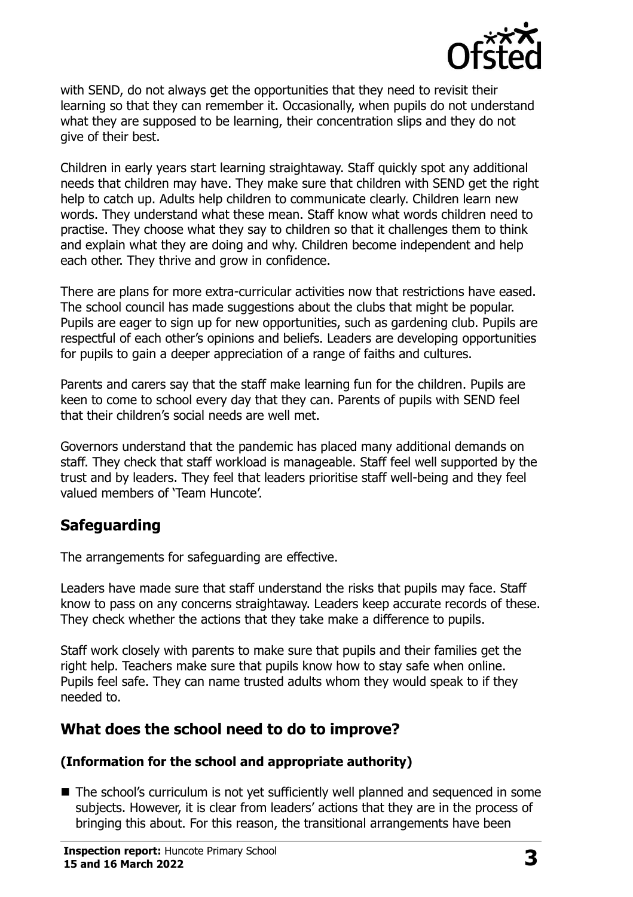with SEND, do not always get the opportunities that they need to revisit their learning so that they can remember it. Occasionally, when pupils do not understand what they are supposed to be learning, their concentration slips and they do not give of their best.

Children in early years start learning straightaway. Staff quickly spot any additional needs that children may have. They make sure that children with SEND get the right help to catch up. Adults help children to communicate clearly. Children learn new words. They understand what these mean. Staff know what words children need to practise. They choose what they say to children so that it challenges them to think and explain what they are doing and why. Children become independent and help each other. They thrive and grow in confidence.

There are plans for more extra-curricular activities now that restrictions have eased. The school council has made suggestions about the clubs that might be popular. Pupils are eager to sign up for new opportunities, such as gardening club. Pupils are respectful of each other's opinions and beliefs. Leaders are developing opportunities for pupils to gain a deeper appreciation of a range of faiths and cultures.

Parents and carers say that the staff make learning fun for the children. Pupils are keen to come to school every day that they can. Parents of pupils with SEND feel that their children's social needs are well met.

Governors understand that the pandemic has placed many additional demands on staff. They check that staff workload is manageable. Staff feel well supported by the trust and by leaders. They feel that leaders prioritise staff well-being and they feel valued members of 'Team Huncote'.

## Safeguarding

The arrangements for safeguarding are effective.

Leaders have made sure that staff understand the risks that pupils may face. Staff know to pass on any concerns straightaway. Leaders keep accurate records of these. They check whether the actions that they take make a difference to pupils.

Staff work closely with parents to make sure that pupils and their families get the right help. Teachers make sure that pupils know how to stay safe when online. Pupils feel safe. They can name trusted adults whom they would speak to if they needed to.

## What does the school need to do to improve?

### (Information for the school and appropriate authority)

- The school's curriculum is not yet sufficiently well planned and sequenced in some subjects. However, it is clear from leaders' actions that they are in the process of bringing this about. For this reason, the transitional arrangements have been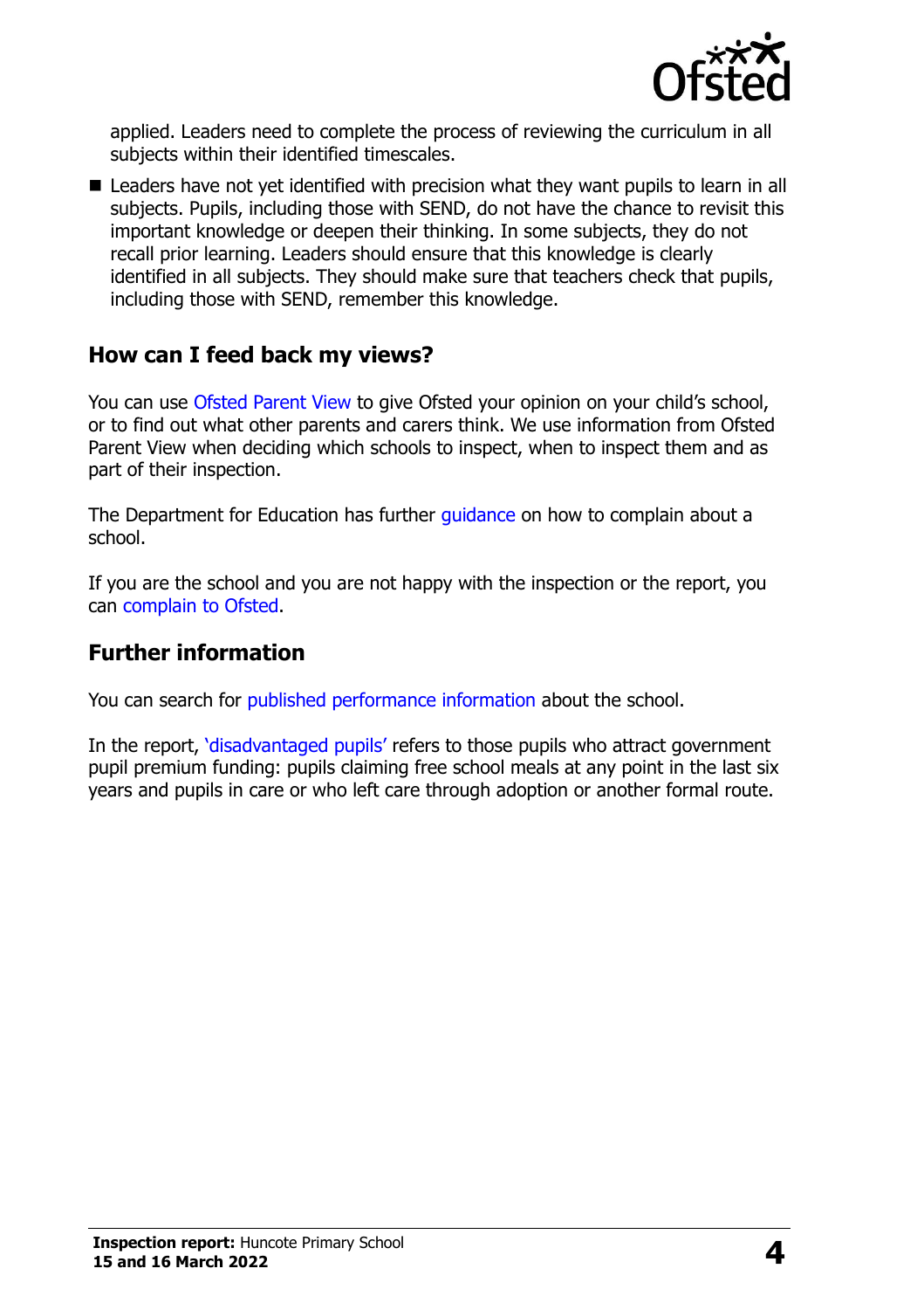applied. Leaders need to complete the process of reviewing the curriculum in all subjects within their identified timescales.

- Leaders have not yet identified with precision what they want pupils to learn in all subjects. Pupils, including those with SEND, do not have the chance to revisit this important knowledge or deepen their thinking. In some subjects, they do not recall prior learning. Leaders should ensure that this knowledge is clearly identified in all subjects. They should make sure that teachers check that pupils, including those with SEND, remember this knowledge.

## How can I feed back my views?

You can use Ofsted Parent View to give Ofsted your opinion on your child's school, or to find out what other parents and carers think. We use information from Ofsted Parent View when deciding which schools to inspect, when to inspect them and as part of their inspection.

The Department for Education has further guidance on how to complain about a school.

If you are the school and you are not happy with the inspection or the report, you can complain to Ofsted.

## Further information

You can search for published performance information about the school.

In the report, 'disadvantaged pupils' refers to those pupils who attract government pupil premium funding: pupils claiming free school meals at any point in the last six years and pupils in care or who left care through adoption or another formal route.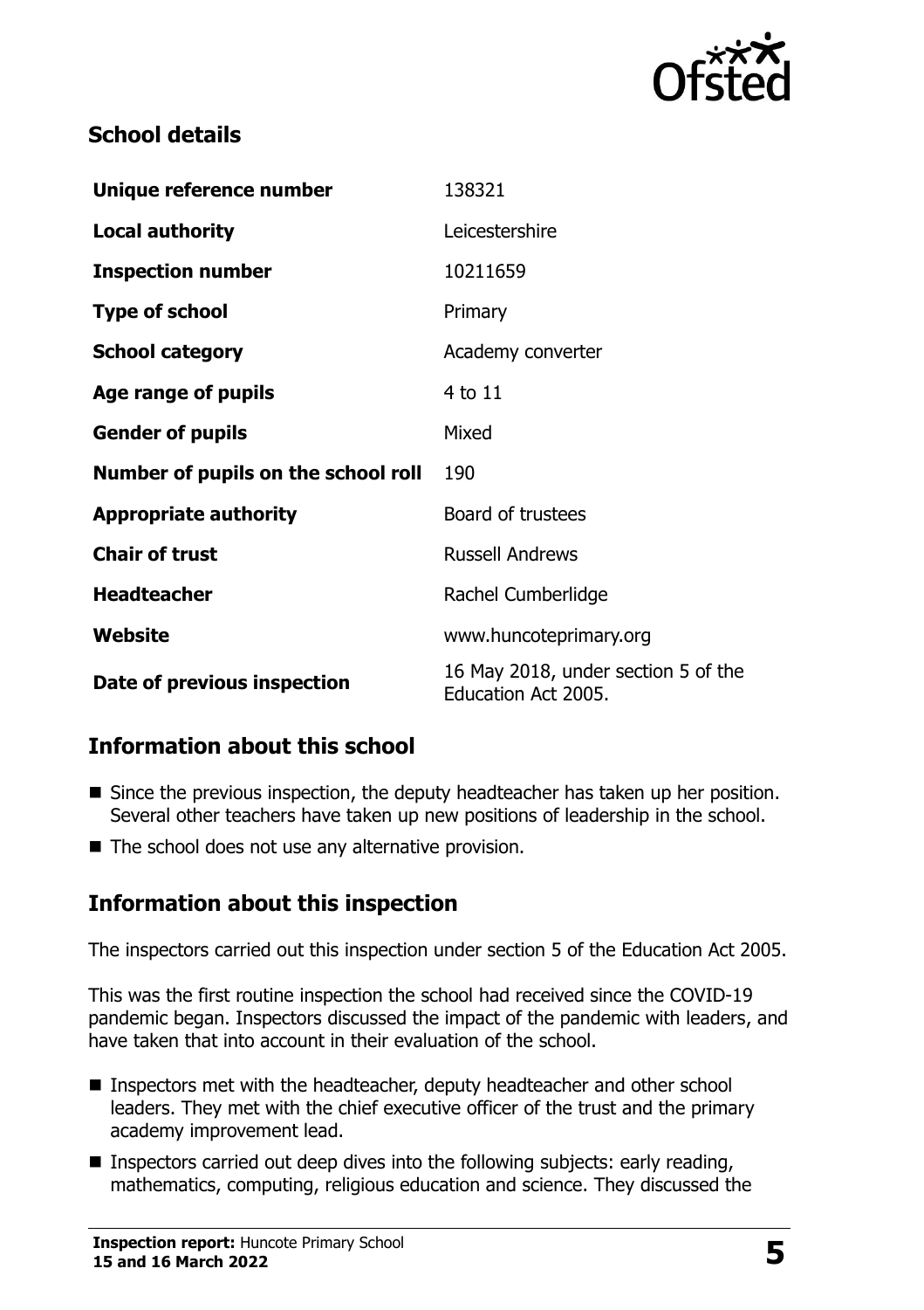## School details

| | |
|---|---|
| **Unique reference number** | 138321 |
| **Local authority** | Leicestershire |
| **Inspection number** | 10211659 |
| **Type of school** | Primary |
| **School category** | Academy converter |
| **Age range of pupils** | 4 to 11 |
| **Gender of pupils** | Mixed |
| **Number of pupils on the school roll** | 190 |
| **Appropriate authority** | Board of trustees |
| **Chair of trust** | Russell Andrews |
| **Headteacher** | Rachel Cumberlidge |
| **Website** | www.huncoteprimary.org |
| **Date of previous inspection** | 16 May 2018, under section 5 of the Education Act 2005. |

## Information about this school

- Since the previous inspection, the deputy headteacher has taken up her position. Several other teachers have taken up new positions of leadership in the school.
- The school does not use any alternative provision.

## Information about this inspection

The inspectors carried out this inspection under section 5 of the Education Act 2005.

This was the first routine inspection the school had received since the COVID-19 pandemic began. Inspectors discussed the impact of the pandemic with leaders, and have taken that into account in their evaluation of the school.

- Inspectors met with the headteacher, deputy headteacher and other school leaders. They met with the chief executive officer of the trust and the primary academy improvement lead.
- Inspectors carried out deep dives into the following subjects: early reading, mathematics, computing, religious education and science. They discussed the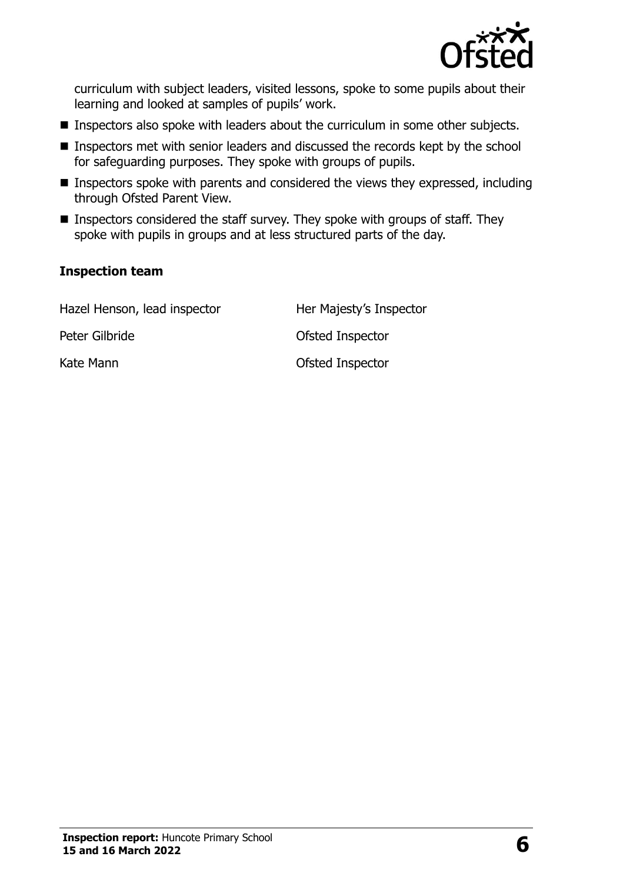curriculum with subject leaders, visited lessons, spoke to some pupils about their learning and looked at samples of pupils' work.

- Inspectors also spoke with leaders about the curriculum in some other subjects.
- Inspectors met with senior leaders and discussed the records kept by the school for safeguarding purposes. They spoke with groups of pupils.
- Inspectors spoke with parents and considered the views they expressed, including through Ofsted Parent View.
- Inspectors considered the staff survey. They spoke with groups of staff. They spoke with pupils in groups and at less structured parts of the day.

### Inspection team

| | |
|---|---|
| Hazel Henson, lead inspector | Her Majesty's Inspector |
| Peter Gilbride | Ofsted Inspector |
| Kate Mann | Ofsted Inspector |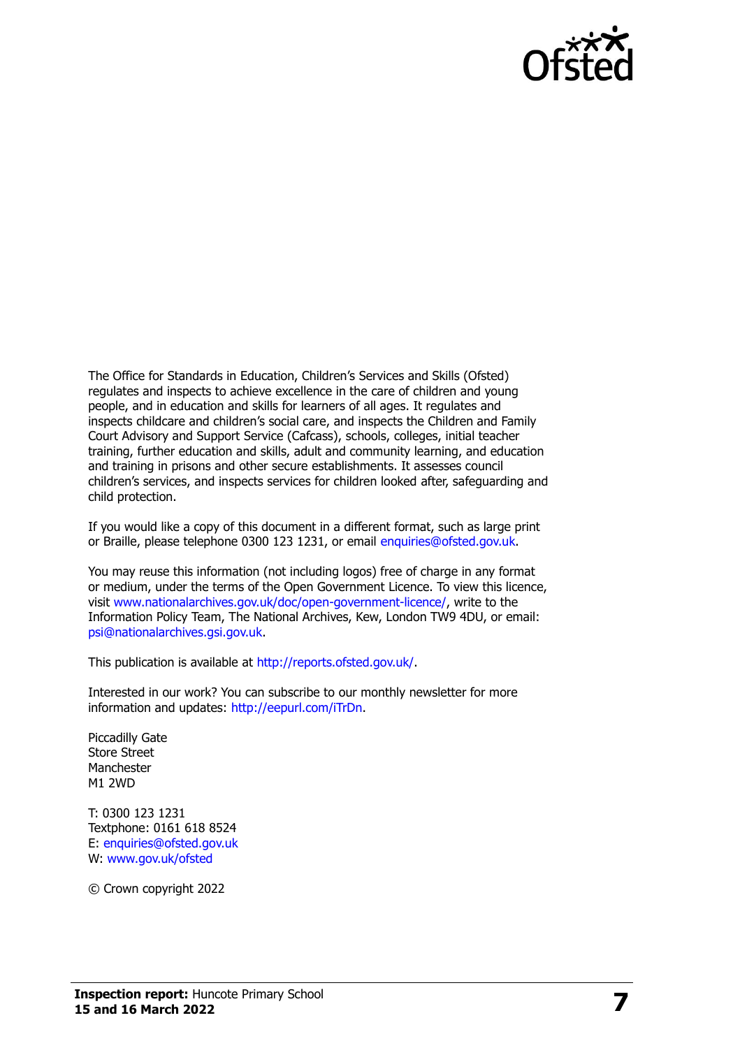The Office for Standards in Education, Children's Services and Skills (Ofsted) regulates and inspects to achieve excellence in the care of children and young people, and in education and skills for learners of all ages. It regulates and inspects childcare and children's social care, and inspects the Children and Family Court Advisory and Support Service (Cafcass), schools, colleges, initial teacher training, further education and skills, adult and community learning, and education and training in prisons and other secure establishments. It assesses council children's services, and inspects services for children looked after, safeguarding and child protection.

If you would like a copy of this document in a different format, such as large print or Braille, please telephone 0300 123 1231, or email enquiries@ofsted.gov.uk.

You may reuse this information (not including logos) free of charge in any format or medium, under the terms of the Open Government Licence. To view this licence, visit www.nationalarchives.gov.uk/doc/open-government-licence/, write to the Information Policy Team, The National Archives, Kew, London TW9 4DU, or email: psi@nationalarchives.gsi.gov.uk.

This publication is available at http://reports.ofsted.gov.uk/.

Interested in our work? You can subscribe to our monthly newsletter for more information and updates: http://eepurl.com/iTrDn.

Piccadilly Gate
Store Street
Manchester
M1 2WD

T: 0300 123 1231
Textphone: 0161 618 8524
E: enquiries@ofsted.gov.uk
W: www.gov.uk/ofsted

© Crown copyright 2022